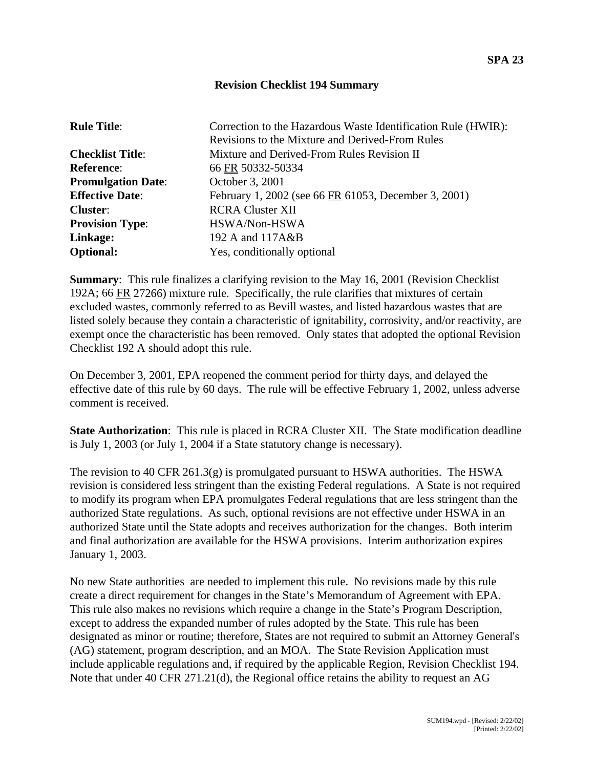**SPA 23**

## Revision Checklist 194 Summary

| | |
|---|---|
| **Rule Title**: | Correction to the Hazardous Waste Identification Rule (HWIR): Revisions to the Mixture and Derived-From Rules |
| **Checklist Title**: | Mixture and Derived-From Rules Revision II |
| **Reference**: | 66 FR 50332-50334 |
| **Promulgation Date**: | October 3, 2001 |
| **Effective Date**: | February 1, 2002 (see 66 FR 61053, December 3, 2001) |
| **Cluster**: | RCRA Cluster XII |
| **Provision Type**: | HSWA/Non-HSWA |
| **Linkage:** | 192 A and 117A&B |
| **Optional:** | Yes, conditionally optional |

**Summary**: This rule finalizes a clarifying revision to the May 16, 2001 (Revision Checklist 192A; 66 FR 27266) mixture rule. Specifically, the rule clarifies that mixtures of certain excluded wastes, commonly referred to as Bevill wastes, and listed hazardous wastes that are listed solely because they contain a characteristic of ignitability, corrosivity, and/or reactivity, are exempt once the characteristic has been removed. Only states that adopted the optional Revision Checklist 192 A should adopt this rule.

On December 3, 2001, EPA reopened the comment period for thirty days, and delayed the effective date of this rule by 60 days. The rule will be effective February 1, 2002, unless adverse comment is received.

**State Authorization**: This rule is placed in RCRA Cluster XII. The State modification deadline is July 1, 2003 (or July 1, 2004 if a State statutory change is necessary).

The revision to 40 CFR 261.3(g) is promulgated pursuant to HSWA authorities. The HSWA revision is considered less stringent than the existing Federal regulations. A State is not required to modify its program when EPA promulgates Federal regulations that are less stringent than the authorized State regulations. As such, optional revisions are not effective under HSWA in an authorized State until the State adopts and receives authorization for the changes. Both interim and final authorization are available for the HSWA provisions. Interim authorization expires January 1, 2003.

No new State authorities are needed to implement this rule. No revisions made by this rule create a direct requirement for changes in the State's Memorandum of Agreement with EPA. This rule also makes no revisions which require a change in the State's Program Description, except to address the expanded number of rules adopted by the State. This rule has been designated as minor or routine; therefore, States are not required to submit an Attorney General's (AG) statement, program description, and an MOA. The State Revision Application must include applicable regulations and, if required by the applicable Region, Revision Checklist 194. Note that under 40 CFR 271.21(d), the Regional office retains the ability to request an AG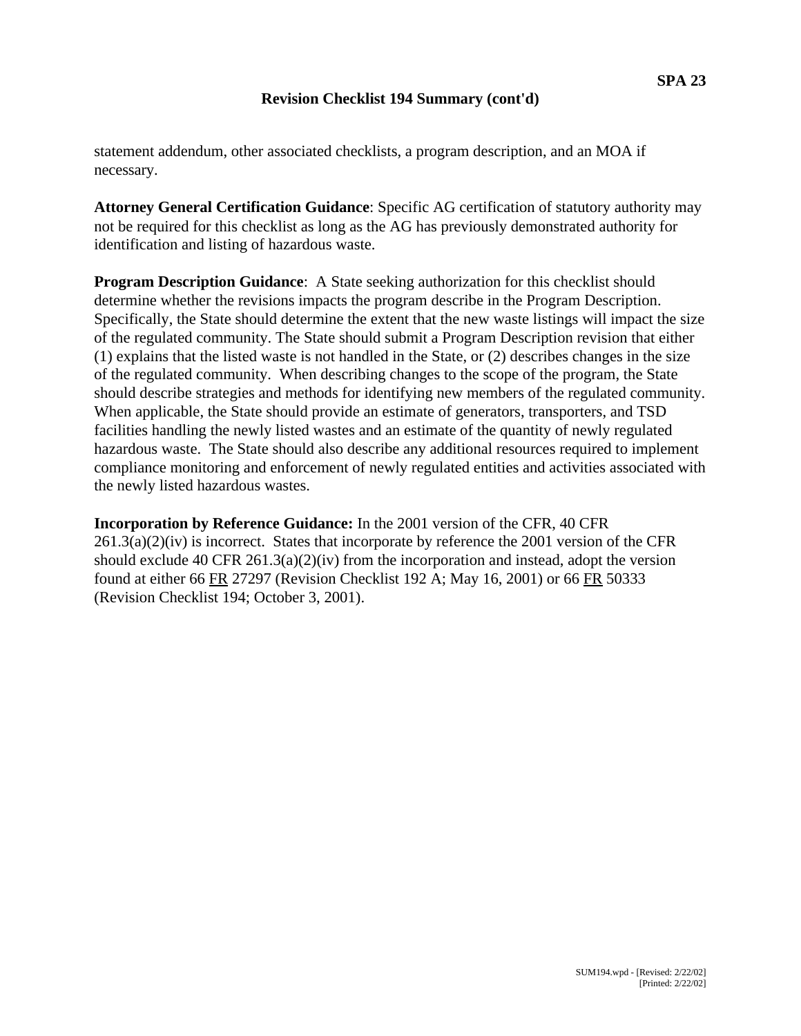statement addendum, other associated checklists, a program description, and an MOA if necessary.

**Attorney General Certification Guidance**: Specific AG certification of statutory authority may not be required for this checklist as long as the AG has previously demonstrated authority for identification and listing of hazardous waste.

**Program Description Guidance**: A State seeking authorization for this checklist should determine whether the revisions impacts the program describe in the Program Description. Specifically, the State should determine the extent that the new waste listings will impact the size of the regulated community. The State should submit a Program Description revision that either (1) explains that the listed waste is not handled in the State, or (2) describes changes in the size of the regulated community. When describing changes to the scope of the program, the State should describe strategies and methods for identifying new members of the regulated community. When applicable, the State should provide an estimate of generators, transporters, and TSD facilities handling the newly listed wastes and an estimate of the quantity of newly regulated hazardous waste. The State should also describe any additional resources required to implement compliance monitoring and enforcement of newly regulated entities and activities associated with the newly listed hazardous wastes.

**Incorporation by Reference Guidance:** In the 2001 version of the CFR, 40 CFR 261.3(a)(2)(iv) is incorrect. States that incorporate by reference the 2001 version of the CFR should exclude 40 CFR 261.3(a)(2)(iv) from the incorporation and instead, adopt the version found at either 66 FR 27297 (Revision Checklist 192 A; May 16, 2001) or 66 FR 50333 (Revision Checklist 194; October 3, 2001).